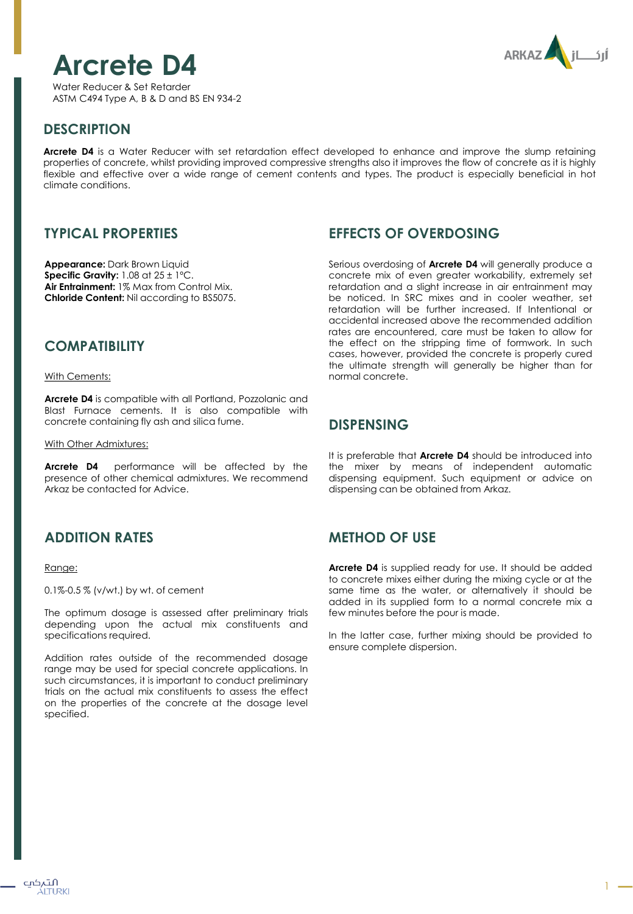# Arcrete D4

Water Reducer & Set Retarder
ASTM C494 Type A, B & D and BS EN 934-2

## DESCRIPTION

**Arcrete D4** is a Water Reducer with set retardation effect developed to enhance and improve the slump retaining properties of concrete, whilst providing improved compressive strengths also it improves the flow of concrete as it is highly flexible and effective over a wide range of cement contents and types. The product is especially beneficial in hot climate conditions.

## TYPICAL PROPERTIES

**Appearance:** Dark Brown Liquid
**Specific Gravity:** 1.08 at 25 ± 1°C.
**Air Entrainment:** 1% Max from Control Mix.
**Chloride Content:** Nil according to BS5075.

## COMPATIBILITY

With Cements:

**Arcrete D4** is compatible with all Portland, Pozzolanic and Blast Furnace cements. It is also compatible with concrete containing fly ash and silica fume.

With Other Admixtures:

**Arcrete D4** performance will be affected by the presence of other chemical admixtures. We recommend Arkaz be contacted for Advice.

## ADDITION RATES

Range:

0.1%-0.5 % (v/wt.) by wt. of cement

The optimum dosage is assessed after preliminary trials depending upon the actual mix constituents and specifications required.

Addition rates outside of the recommended dosage range may be used for special concrete applications. In such circumstances, it is important to conduct preliminary trials on the actual mix constituents to assess the effect on the properties of the concrete at the dosage level specified.

## EFFECTS OF OVERDOSING

Serious overdosing of **Arcrete D4** will generally produce a concrete mix of even greater workability, extremely set retardation and a slight increase in air entrainment may be noticed. In SRC mixes and in cooler weather, set retardation will be further increased. If Intentional or accidental increased above the recommended addition rates are encountered, care must be taken to allow for the effect on the stripping time of formwork. In such cases, however, provided the concrete is properly cured the ultimate strength will generally be higher than for normal concrete.

## DISPENSING

It is preferable that **Arcrete D4** should be introduced into the mixer by means of independent automatic dispensing equipment. Such equipment or advice on dispensing can be obtained from Arkaz.

## METHOD OF USE

**Arcrete D4** is supplied ready for use. It should be added to concrete mixes either during the mixing cycle or at the same time as the water, or alternatively it should be added in its supplied form to a normal concrete mix a few minutes before the pour is made.

In the latter case, further mixing should be provided to ensure complete dispersion.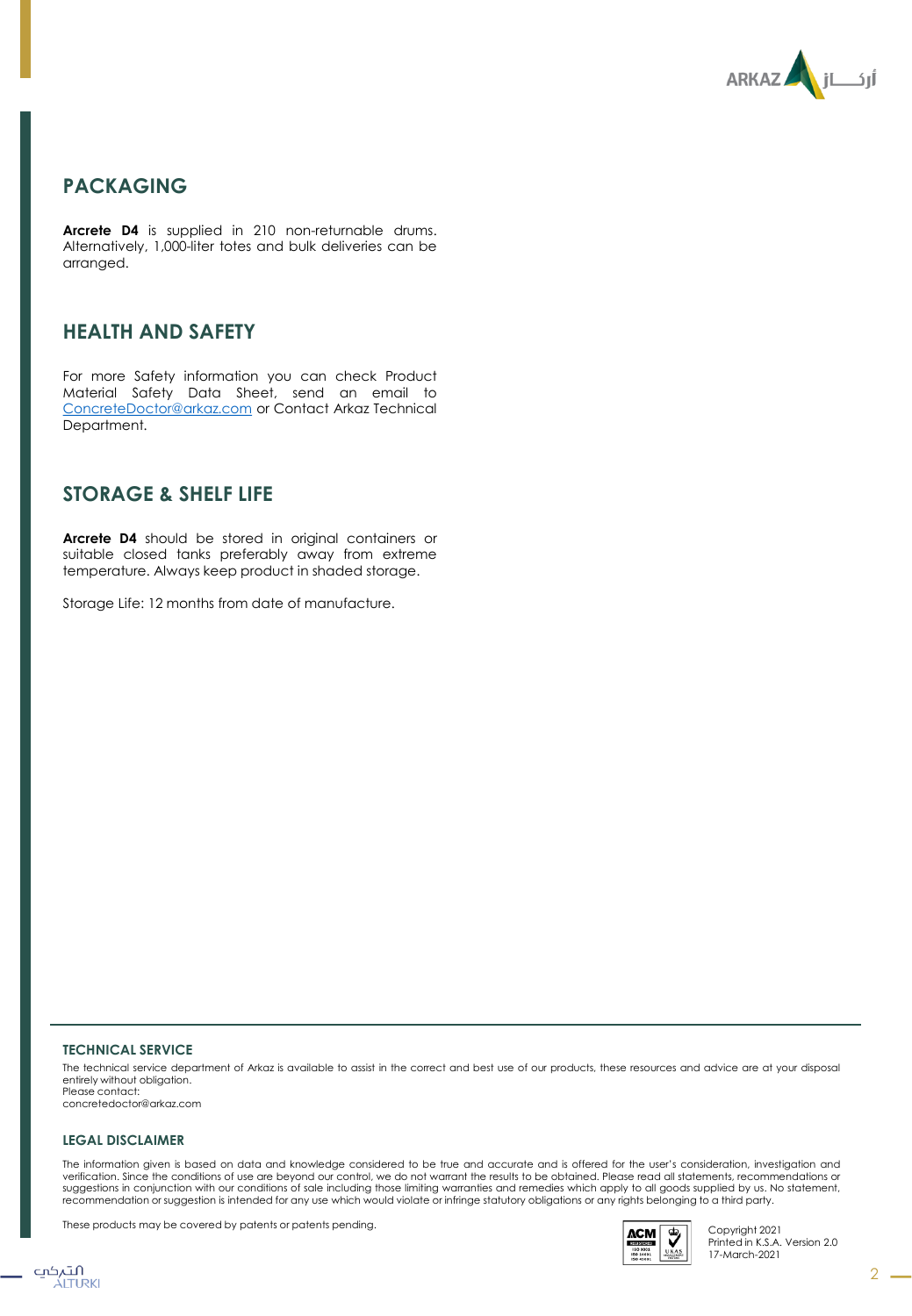## PACKAGING

**Arcrete D4** is supplied in 210 non-returnable drums. Alternatively, 1,000-liter totes and bulk deliveries can be arranged.

## HEALTH AND SAFETY

For more Safety information you can check Product Material Safety Data Sheet, send an email to ConcreteDoctor@arkaz.com or Contact Arkaz Technical Department.

## STORAGE & SHELF LIFE

**Arcrete D4** should be stored in original containers or suitable closed tanks preferably away from extreme temperature. Always keep product in shaded storage.

Storage Life: 12 months from date of manufacture.

### TECHNICAL SERVICE

The technical service department of Arkaz is available to assist in the correct and best use of our products, these resources and advice are at your disposal entirely without obligation.
Please contact:
concretedoctor@arkaz.com

### LEGAL DISCLAIMER

The information given is based on data and knowledge considered to be true and accurate and is offered for the user's consideration, investigation and verification. Since the conditions of use are beyond our control, we do not warrant the results to be obtained. Please read all statements, recommendations or suggestions in conjunction with our conditions of sale including those limiting warranties and remedies which apply to all goods supplied by us. No statement, recommendation or suggestion is intended for any use which would violate or infringe statutory obligations or any rights belonging to a third party.

These products may be covered by patents or patents pending.

Copyright 2021
Printed in K.S.A. Version 2.0
17-March-2021